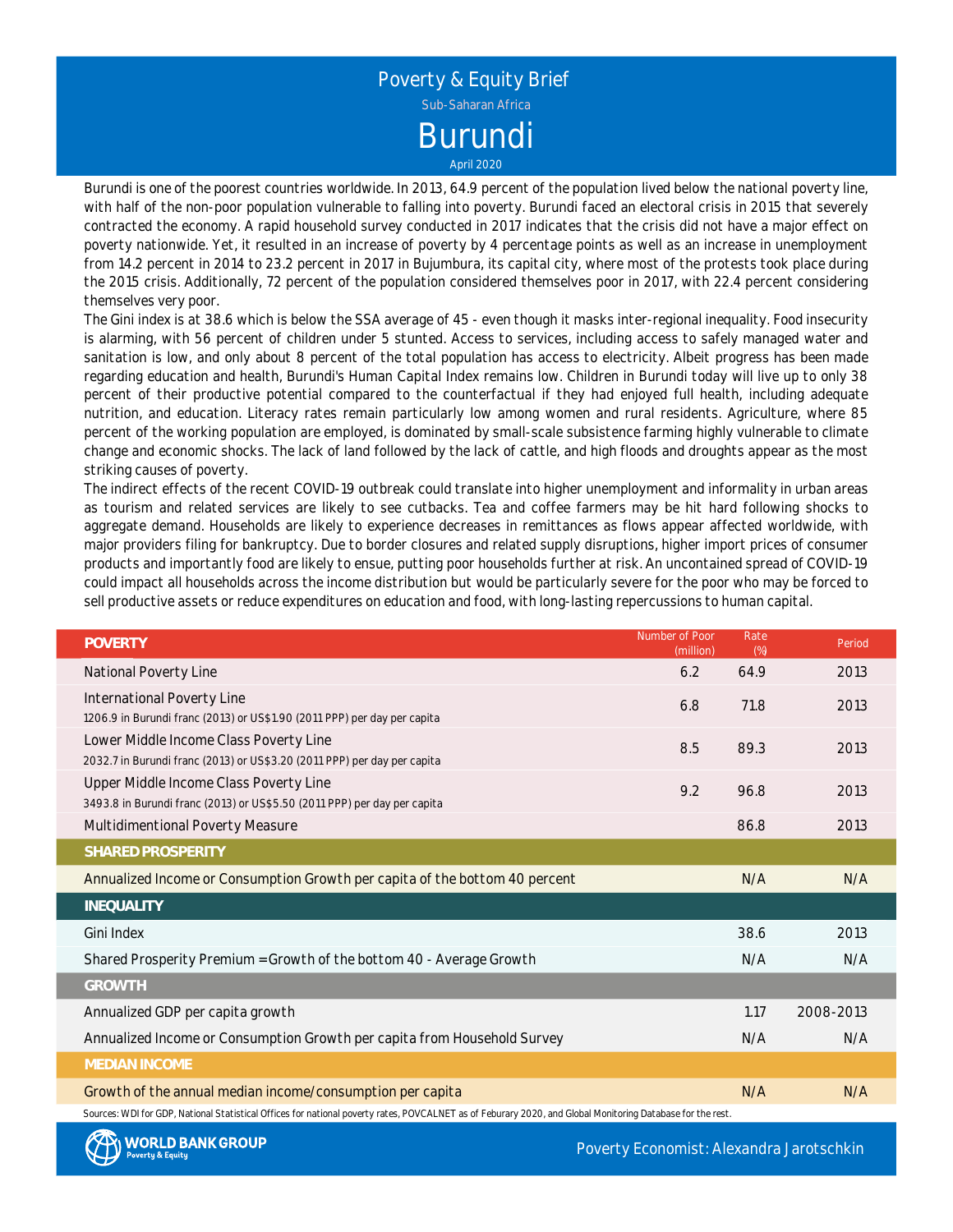# Poverty & Equity Brief

Sub-Saharan Africa

## Burundi

April 2020

Burundi is one of the poorest countries worldwide. In 2013, 64.9 percent of the population lived below the national poverty line, with half of the non-poor population vulnerable to falling into poverty. Burundi faced an electoral crisis in 2015 that severely contracted the economy. A rapid household survey conducted in 2017 indicates that the crisis did not have a major effect on poverty nationwide. Yet, it resulted in an increase of poverty by 4 percentage points as well as an increase in unemployment from 14.2 percent in 2014 to 23.2 percent in 2017 in Bujumbura, its capital city, where most of the protests took place during the 2015 crisis. Additionally, 72 percent of the population considered themselves poor in 2017, with 22.4 percent considering themselves very poor.

The Gini index is at 38.6 which is below the SSA average of 45 - even though it masks inter-regional inequality. Food insecurity is alarming, with 56 percent of children under 5 stunted. Access to services, including access to safely managed water and sanitation is low, and only about 8 percent of the total population has access to electricity. Albeit progress has been made regarding education and health, Burundi's Human Capital Index remains low. Children in Burundi today will live up to only 38 percent of their productive potential compared to the counterfactual if they had enjoyed full health, including adequate nutrition, and education. Literacy rates remain particularly low among women and rural residents. Agriculture, where 85 percent of the working population are employed, is dominated by small-scale subsistence farming highly vulnerable to climate change and economic shocks. The lack of land followed by the lack of cattle, and high floods and droughts appear as the most striking causes of poverty.

The indirect effects of the recent COVID-19 outbreak could translate into higher unemployment and informality in urban areas as tourism and related services are likely to see cutbacks. Tea and coffee farmers may be hit hard following shocks to aggregate demand. Households are likely to experience decreases in remittances as flows appear affected worldwide, with major providers filing for bankruptcy. Due to border closures and related supply disruptions, higher import prices of consumer products and importantly food are likely to ensue, putting poor households further at risk. An uncontained spread of COVID-19 could impact all households across the income distribution but would be particularly severe for the poor who may be forced to sell productive assets or reduce expenditures on education and food, with long-lasting repercussions to human capital.

| POVERTY | Number of Poor (million) | Rate (%) | Period |
|---|---|---|---|
| National Poverty Line | 6.2 | 64.9 | 2013 |
| International Poverty Line<br>1206.9 in Burundi franc (2013) or US$1.90 (2011 PPP) per day per capita | 6.8 | 71.8 | 2013 |
| Lower Middle Income Class Poverty Line<br>2032.7 in Burundi franc (2013) or US$3.20 (2011 PPP) per day per capita | 8.5 | 89.3 | 2013 |
| Upper Middle Income Class Poverty Line<br>3493.8 in Burundi franc (2013) or US$5.50 (2011 PPP) per day per capita | 9.2 | 96.8 | 2013 |
| Multidimentional Poverty Measure | | 86.8 | 2013 |
| **SHARED PROSPERITY** | | | |
| Annualized Income or Consumption Growth per capita of the bottom 40 percent | | N/A | N/A |
| **INEQUALITY** | | | |
| Gini Index | | 38.6 | 2013 |
| Shared Prosperity Premium = Growth of the bottom 40 - Average Growth | | N/A | N/A |
| **GROWTH** | | | |
| Annualized GDP per capita growth | | 1.17 | 2008-2013 |
| Annualized Income or Consumption Growth per capita from Household Survey | | N/A | N/A |
| **MEDIAN INCOME** | | | |
| Growth of the annual median income/consumption per capita | | N/A | N/A |

Sources: WDI for GDP, National Statistical Offices for national poverty rates, POVCALNET as of Feburary 2020, and Global Monitoring Database for the rest.

WORLD BANK GROUP Poverty & Equity

Poverty Economist: Alexandra Jarotschkin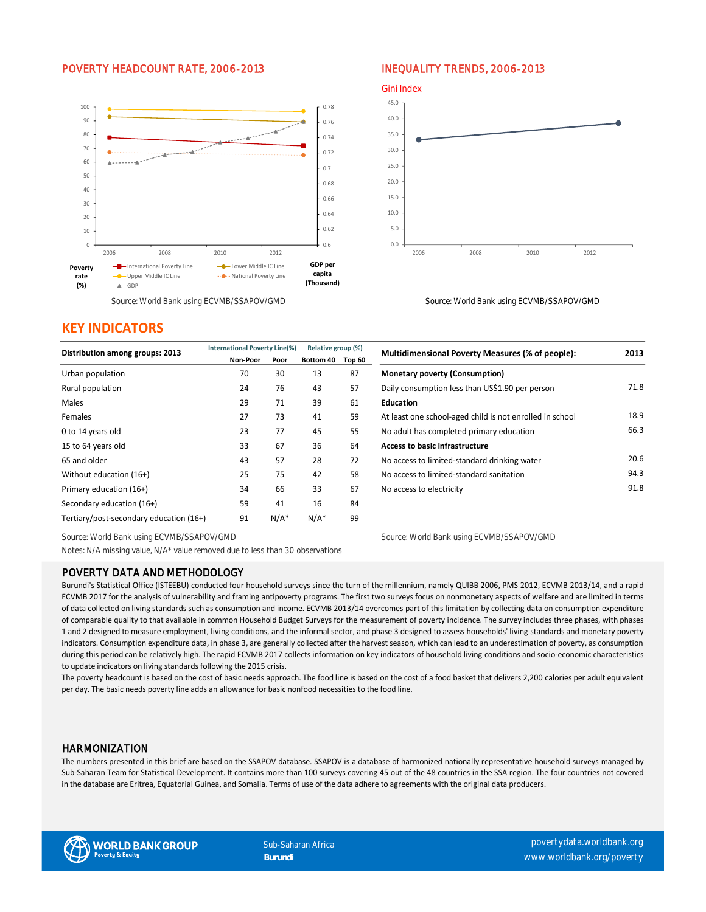## POVERTY HEADCOUNT RATE, 2006-2013

100
90
80
70
60
50
40
30
20
10
0

0.78
0.76
0.74
0.72
0.7
0.68
0.66
0.64
0.62
0.6

2006
2008
2010
2012

Poverty rate (%)

International Poverty Line
Upper Middle IC Line
GDP
Lower Middle IC Line
National Poverty Line

GDP per capita (Thousand)

Source: World Bank using ECVMB/SSAPOV/GMD

## INEQUALITY TRENDS, 2006-2013

Gini Index

45.0
40.0
35.0
30.0
25.0
20.0
15.0
10.0
5.0
0.0

2006
2008
2010
2012

Source: World Bank using ECVMB/SSAPOV/GMD

## KEY INDICATORS

| Distribution among groups: 2013 | International Poverty Line(%) | | Relative group (%) | |
|---|---|---|---|---|
| | Non-Poor | Poor | Bottom 40 | Top 60 |
| Urban population | 70 | 30 | 13 | 87 |
| Rural population | 24 | 76 | 43 | 57 |
| Males | 29 | 71 | 39 | 61 |
| Females | 27 | 73 | 41 | 59 |
| 0 to 14 years old | 23 | 77 | 45 | 55 |
| 15 to 64 years old | 33 | 67 | 36 | 64 |
| 65 and older | 43 | 57 | 28 | 72 |
| Without education (16+) | 25 | 75 | 42 | 58 |
| Primary education (16+) | 34 | 66 | 33 | 67 |
| Secondary education (16+) | 59 | 41 | 16 | 84 |
| Tertiary/post-secondary education (16+) | 91 | N/A* | N/A* | 99 |

Source: World Bank using ECVMB/SSAPOV/GMD

Notes: N/A missing value, N/A* value removed due to less than 30 observations

| Multidimensional Poverty Measures (% of people): | 2013 |
|---|---|
| **Monetary poverty (Consumption)** | |
| Daily consumption less than US$1.90 per person | 71.8 |
| **Education** | |
| At least one school-aged child is not enrolled in school | 18.9 |
| No adult has completed primary education | 66.3 |
| **Access to basic infrastructure** | |
| No access to limited-standard drinking water | 20.6 |
| No access to limited-standard sanitation | 94.3 |
| No access to electricity | 91.8 |

Source: World Bank using ECVMB/SSAPOV/GMD

## POVERTY DATA AND METHODOLOGY

Burundi's Statistical Office (ISTEEBU) conducted four household surveys since the turn of the millennium, namely QUIBB 2006, PMS 2012, ECVMB 2013/14, and a rapid ECVMB 2017 for the analysis of vulnerability and framing antipoverty programs. The first two surveys focus on nonmonetary aspects of welfare and are limited in terms of data collected on living standards such as consumption and income. ECVMB 2013/14 overcomes part of this limitation by collecting data on consumption expenditure of comparable quality to that available in common Household Budget Surveys for the measurement of poverty incidence. The survey includes three phases, with phases 1 and 2 designed to measure employment, living conditions, and the informal sector, and phase 3 designed to assess households' living standards and monetary poverty indicators. Consumption expenditure data, in phase 3, are generally collected after the harvest season, which can lead to an underestimation of poverty, as consumption during this period can be relatively high. The rapid ECVMB 2017 collects information on key indicators of household living conditions and socio-economic characteristics to update indicators on living standards following the 2015 crisis.

The poverty headcount is based on the cost of basic needs approach. The food line is based on the cost of a food basket that delivers 2,200 calories per adult equivalent per day. The basic needs poverty line adds an allowance for basic nonfood necessities to the food line.

## HARMONIZATION

The numbers presented in this brief are based on the SSAPOV database. SSAPOV is a database of harmonized nationally representative household surveys managed by Sub-Saharan Team for Statistical Development. It contains more than 100 surveys covering 45 out of the 48 countries in the SSA region. The four countries not covered in the database are Eritrea, Equatorial Guinea, and Somalia. Terms of use of the data adhere to agreements with the original data producers.